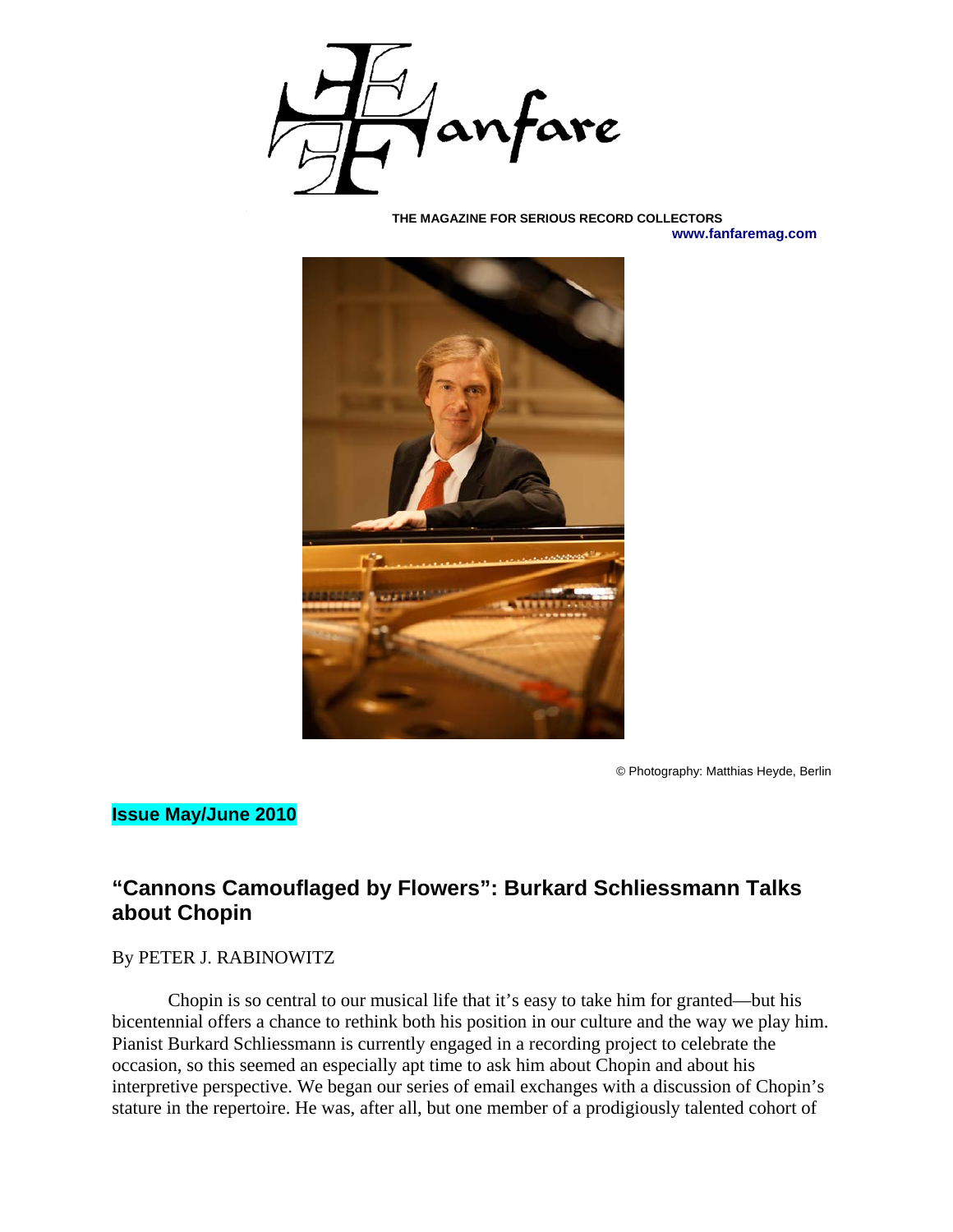# Fanfare

**THE MAGAZINE FOR SERIOUS RECORD COLLECTORS**
**www.fanfaremag.com**

© Photography: Matthias Heyde, Berlin

**Issue May/June 2010**

## "Cannons Camouflaged by Flowers": Burkard Schliessmann Talks about Chopin

By PETER J. RABINOWITZ

Chopin is so central to our musical life that it's easy to take him for granted—but his bicentennial offers a chance to rethink both his position in our culture and the way we play him. Pianist Burkard Schliessmann is currently engaged in a recording project to celebrate the occasion, so this seemed an especially apt time to ask him about Chopin and about his interpretive perspective. We began our series of email exchanges with a discussion of Chopin's stature in the repertoire. He was, after all, but one member of a prodigiously talented cohort of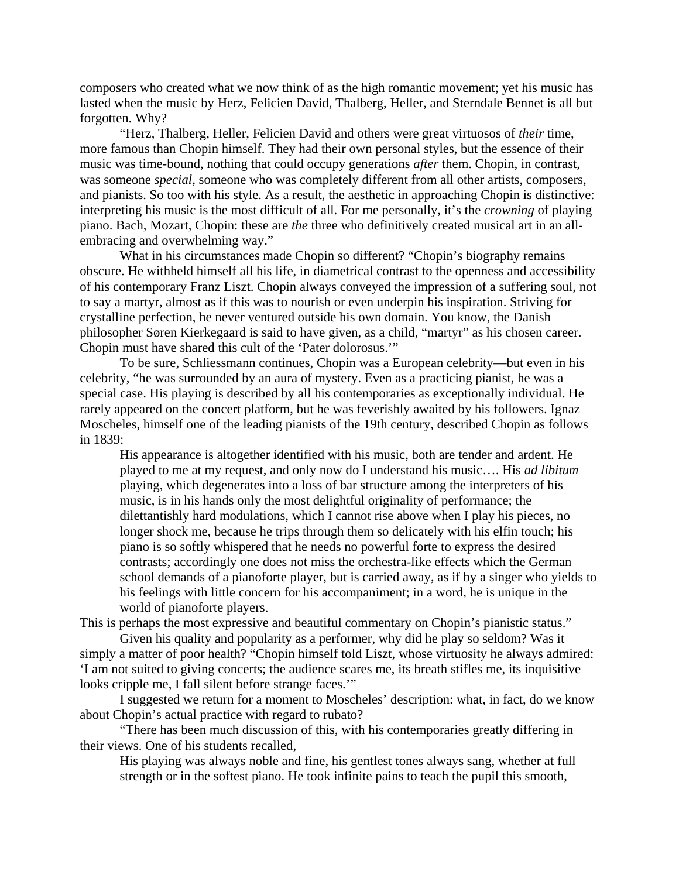composers who created what we now think of as the high romantic movement; yet his music has lasted when the music by Herz, Felicien David, Thalberg, Heller, and Sterndale Bennet is all but forgotten. Why?

"Herz, Thalberg, Heller, Felicien David and others were great virtuosos of *their* time, more famous than Chopin himself. They had their own personal styles, but the essence of their music was time-bound, nothing that could occupy generations *after* them. Chopin, in contrast, was someone *special*, someone who was completely different from all other artists, composers, and pianists. So too with his style. As a result, the aesthetic in approaching Chopin is distinctive: interpreting his music is the most difficult of all. For me personally, it's the *crowning* of playing piano. Bach, Mozart, Chopin: these are *the* three who definitively created musical art in an all-embracing and overwhelming way."

What in his circumstances made Chopin so different? "Chopin's biography remains obscure. He withheld himself all his life, in diametrical contrast to the openness and accessibility of his contemporary Franz Liszt. Chopin always conveyed the impression of a suffering soul, not to say a martyr, almost as if this was to nourish or even underpin his inspiration. Striving for crystalline perfection, he never ventured outside his own domain. You know, the Danish philosopher Søren Kierkegaard is said to have given, as a child, "martyr" as his chosen career. Chopin must have shared this cult of the 'Pater dolorosus.'"

To be sure, Schliessmann continues, Chopin was a European celebrity—but even in his celebrity, "he was surrounded by an aura of mystery. Even as a practicing pianist, he was a special case. His playing is described by all his contemporaries as exceptionally individual. He rarely appeared on the concert platform, but he was feverishly awaited by his followers. Ignaz Moscheles, himself one of the leading pianists of the 19th century, described Chopin as follows in 1839:

> His appearance is altogether identified with his music, both are tender and ardent. He played to me at my request, and only now do I understand his music…. His *ad libitum* playing, which degenerates into a loss of bar structure among the interpreters of his music, is in his hands only the most delightful originality of performance; the dilettantishly hard modulations, which I cannot rise above when I play his pieces, no longer shock me, because he trips through them so delicately with his elfin touch; his piano is so softly whispered that he needs no powerful forte to express the desired contrasts; accordingly one does not miss the orchestra-like effects which the German school demands of a pianoforte player, but is carried away, as if by a singer who yields to his feelings with little concern for his accompaniment; in a word, he is unique in the world of pianoforte players.

This is perhaps the most expressive and beautiful commentary on Chopin's pianistic status."

Given his quality and popularity as a performer, why did he play so seldom? Was it simply a matter of poor health? "Chopin himself told Liszt, whose virtuosity he always admired: 'I am not suited to giving concerts; the audience scares me, its breath stifles me, its inquisitive looks cripple me, I fall silent before strange faces.'"

I suggested we return for a moment to Moscheles' description: what, in fact, do we know about Chopin's actual practice with regard to rubato?

"There has been much discussion of this, with his contemporaries greatly differing in their views. One of his students recalled,

> His playing was always noble and fine, his gentlest tones always sang, whether at full strength or in the softest piano. He took infinite pains to teach the pupil this smooth,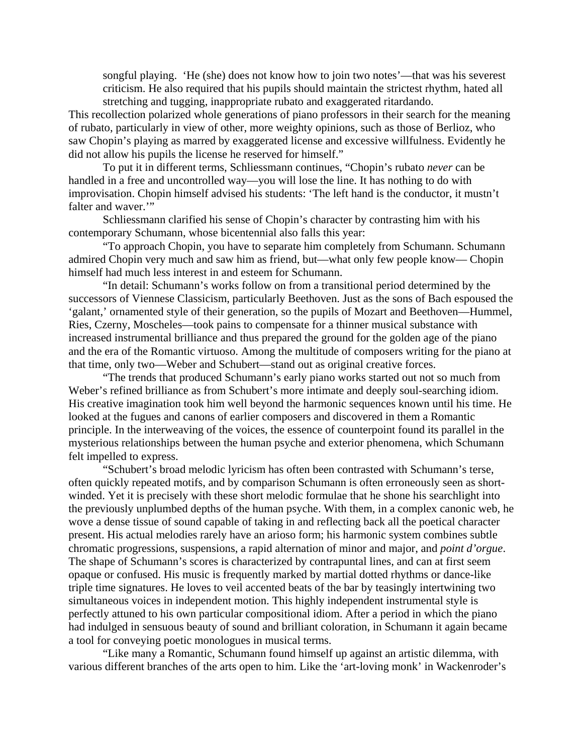> songful playing. 'He (she) does not know how to join two notes'—that was his severest criticism. He also required that his pupils should maintain the strictest rhythm, hated all stretching and tugging, inappropriate rubato and exaggerated ritardando.

This recollection polarized whole generations of piano professors in their search for the meaning of rubato, particularly in view of other, more weighty opinions, such as those of Berlioz, who saw Chopin's playing as marred by exaggerated license and excessive willfulness. Evidently he did not allow his pupils the license he reserved for himself."

To put it in different terms, Schliessmann continues, "Chopin's rubato *never* can be handled in a free and uncontrolled way—you will lose the line. It has nothing to do with improvisation. Chopin himself advised his students: 'The left hand is the conductor, it mustn't falter and waver.'"

Schliessmann clarified his sense of Chopin's character by contrasting him with his contemporary Schumann, whose bicentennial also falls this year:

"To approach Chopin, you have to separate him completely from Schumann. Schumann admired Chopin very much and saw him as friend, but—what only few people know— Chopin himself had much less interest in and esteem for Schumann.

"In detail: Schumann's works follow on from a transitional period determined by the successors of Viennese Classicism, particularly Beethoven. Just as the sons of Bach espoused the 'galant,' ornamented style of their generation, so the pupils of Mozart and Beethoven—Hummel, Ries, Czerny, Moscheles—took pains to compensate for a thinner musical substance with increased instrumental brilliance and thus prepared the ground for the golden age of the piano and the era of the Romantic virtuoso. Among the multitude of composers writing for the piano at that time, only two—Weber and Schubert—stand out as original creative forces.

"The trends that produced Schumann's early piano works started out not so much from Weber's refined brilliance as from Schubert's more intimate and deeply soul-searching idiom. His creative imagination took him well beyond the harmonic sequences known until his time. He looked at the fugues and canons of earlier composers and discovered in them a Romantic principle. In the interweaving of the voices, the essence of counterpoint found its parallel in the mysterious relationships between the human psyche and exterior phenomena, which Schumann felt impelled to express.

"Schubert's broad melodic lyricism has often been contrasted with Schumann's terse, often quickly repeated motifs, and by comparison Schumann is often erroneously seen as short-winded. Yet it is precisely with these short melodic formulae that he shone his searchlight into the previously unplumbed depths of the human psyche. With them, in a complex canonic web, he wove a dense tissue of sound capable of taking in and reflecting back all the poetical character present. His actual melodies rarely have an arioso form; his harmonic system combines subtle chromatic progressions, suspensions, a rapid alternation of minor and major, and *point d'orgue*. The shape of Schumann's scores is characterized by contrapuntal lines, and can at first seem opaque or confused. His music is frequently marked by martial dotted rhythms or dance-like triple time signatures. He loves to veil accented beats of the bar by teasingly intertwining two simultaneous voices in independent motion. This highly independent instrumental style is perfectly attuned to his own particular compositional idiom. After a period in which the piano had indulged in sensuous beauty of sound and brilliant coloration, in Schumann it again became a tool for conveying poetic monologues in musical terms.

"Like many a Romantic, Schumann found himself up against an artistic dilemma, with various different branches of the arts open to him. Like the 'art-loving monk' in Wackenroder's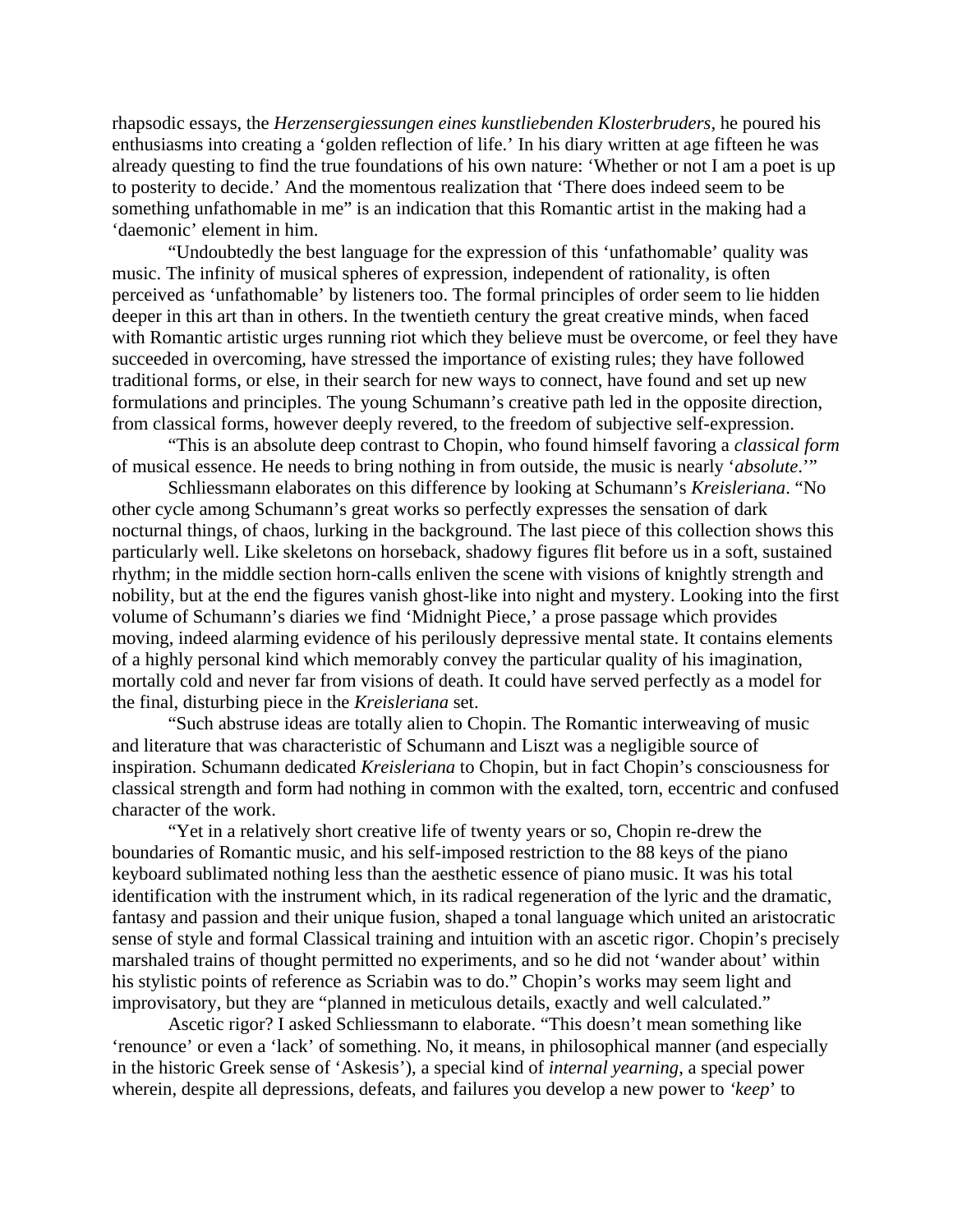rhapsodic essays, the *Herzensergiessungen eines kunstliebenden Klosterbruders,* he poured his enthusiasms into creating a 'golden reflection of life.' In his diary written at age fifteen he was already questing to find the true foundations of his own nature: 'Whether or not I am a poet is up to posterity to decide.' And the momentous realization that 'There does indeed seem to be something unfathomable in me" is an indication that this Romantic artist in the making had a 'daemonic' element in him.

"Undoubtedly the best language for the expression of this 'unfathomable' quality was music. The infinity of musical spheres of expression, independent of rationality, is often perceived as 'unfathomable' by listeners too. The formal principles of order seem to lie hidden deeper in this art than in others. In the twentieth century the great creative minds, when faced with Romantic artistic urges running riot which they believe must be overcome, or feel they have succeeded in overcoming, have stressed the importance of existing rules; they have followed traditional forms, or else, in their search for new ways to connect, have found and set up new formulations and principles. The young Schumann's creative path led in the opposite direction, from classical forms, however deeply revered, to the freedom of subjective self-expression.

"This is an absolute deep contrast to Chopin, who found himself favoring a *classical form* of musical essence. He needs to bring nothing in from outside, the music is nearly '*absolute*.'"

Schliessmann elaborates on this difference by looking at Schumann's *Kreisleriana*. "No other cycle among Schumann's great works so perfectly expresses the sensation of dark nocturnal things, of chaos, lurking in the background. The last piece of this collection shows this particularly well. Like skeletons on horseback, shadowy figures flit before us in a soft, sustained rhythm; in the middle section horn-calls enliven the scene with visions of knightly strength and nobility, but at the end the figures vanish ghost-like into night and mystery. Looking into the first volume of Schumann's diaries we find 'Midnight Piece,' a prose passage which provides moving, indeed alarming evidence of his perilously depressive mental state. It contains elements of a highly personal kind which memorably convey the particular quality of his imagination, mortally cold and never far from visions of death. It could have served perfectly as a model for the final, disturbing piece in the *Kreisleriana* set.

"Such abstruse ideas are totally alien to Chopin. The Romantic interweaving of music and literature that was characteristic of Schumann and Liszt was a negligible source of inspiration. Schumann dedicated *Kreisleriana* to Chopin, but in fact Chopin's consciousness for classical strength and form had nothing in common with the exalted, torn, eccentric and confused character of the work.

"Yet in a relatively short creative life of twenty years or so, Chopin re-drew the boundaries of Romantic music, and his self-imposed restriction to the 88 keys of the piano keyboard sublimated nothing less than the aesthetic essence of piano music. It was his total identification with the instrument which, in its radical regeneration of the lyric and the dramatic, fantasy and passion and their unique fusion, shaped a tonal language which united an aristocratic sense of style and formal Classical training and intuition with an ascetic rigor. Chopin's precisely marshaled trains of thought permitted no experiments, and so he did not 'wander about' within his stylistic points of reference as Scriabin was to do." Chopin's works may seem light and improvisatory, but they are "planned in meticulous details, exactly and well calculated."

Ascetic rigor? I asked Schliessmann to elaborate. "This doesn't mean something like 'renounce' or even a 'lack' of something. No, it means, in philosophical manner (and especially in the historic Greek sense of 'Askesis'), a special kind of *internal yearning*, a special power wherein, despite all depressions, defeats, and failures you develop a new power to *'keep*' to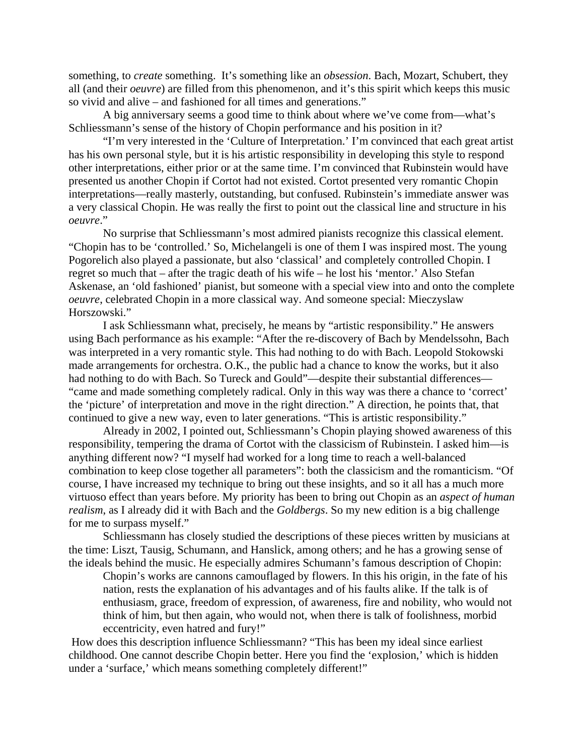something, to *create* something. It's something like an *obsession*. Bach, Mozart, Schubert, they all (and their *oeuvre*) are filled from this phenomenon, and it's this spirit which keeps this music so vivid and alive – and fashioned for all times and generations."

A big anniversary seems a good time to think about where we've come from—what's Schliessmann's sense of the history of Chopin performance and his position in it?

"I'm very interested in the 'Culture of Interpretation.' I'm convinced that each great artist has his own personal style, but it is his artistic responsibility in developing this style to respond other interpretations, either prior or at the same time. I'm convinced that Rubinstein would have presented us another Chopin if Cortot had not existed. Cortot presented very romantic Chopin interpretations—really masterly, outstanding, but confused. Rubinstein's immediate answer was a very classical Chopin. He was really the first to point out the classical line and structure in his *oeuvre*."

No surprise that Schliessmann's most admired pianists recognize this classical element. "Chopin has to be 'controlled.' So, Michelangeli is one of them I was inspired most. The young Pogorelich also played a passionate, but also 'classical' and completely controlled Chopin. I regret so much that – after the tragic death of his wife – he lost his 'mentor.' Also Stefan Askenase, an 'old fashioned' pianist, but someone with a special view into and onto the complete *oeuvre*, celebrated Chopin in a more classical way. And someone special: Mieczyslaw Horszowski."

I ask Schliessmann what, precisely, he means by "artistic responsibility." He answers using Bach performance as his example: "After the re-discovery of Bach by Mendelssohn, Bach was interpreted in a very romantic style. This had nothing to do with Bach. Leopold Stokowski made arrangements for orchestra. O.K., the public had a chance to know the works, but it also had nothing to do with Bach. So Tureck and Gould"—despite their substantial differences—"came and made something completely radical. Only in this way was there a chance to 'correct' the 'picture' of interpretation and move in the right direction." A direction, he points that, that continued to give a new way, even to later generations. "This is artistic responsibility."

Already in 2002, I pointed out, Schliessmann's Chopin playing showed awareness of this responsibility, tempering the drama of Cortot with the classicism of Rubinstein. I asked him—is anything different now? "I myself had worked for a long time to reach a well-balanced combination to keep close together all parameters": both the classicism and the romanticism. "Of course, I have increased my technique to bring out these insights, and so it all has a much more virtuoso effect than years before. My priority has been to bring out Chopin as an *aspect of human realism*, as I already did it with Bach and the *Goldbergs*. So my new edition is a big challenge for me to surpass myself."

Schliessmann has closely studied the descriptions of these pieces written by musicians at the time: Liszt, Tausig, Schumann, and Hanslick, among others; and he has a growing sense of the ideals behind the music. He especially admires Schumann's famous description of Chopin:

> Chopin's works are cannons camouflaged by flowers. In this his origin, in the fate of his nation, rests the explanation of his advantages and of his faults alike. If the talk is of enthusiasm, grace, freedom of expression, of awareness, fire and nobility, who would not think of him, but then again, who would not, when there is talk of foolishness, morbid eccentricity, even hatred and fury!"

How does this description influence Schliessmann? "This has been my ideal since earliest childhood. One cannot describe Chopin better. Here you find the 'explosion,' which is hidden under a 'surface,' which means something completely different!"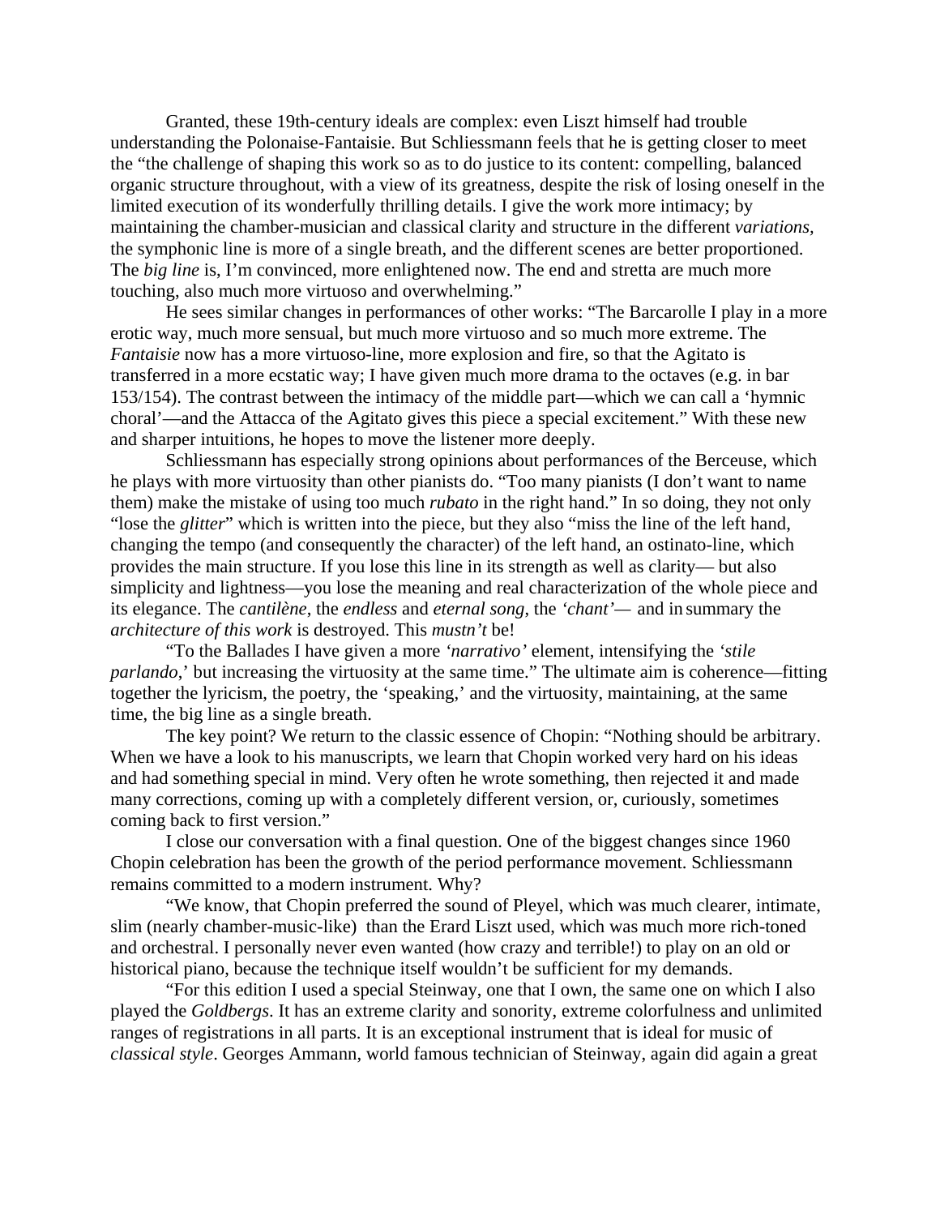Granted, these 19th-century ideals are complex: even Liszt himself had trouble understanding the Polonaise-Fantaisie. But Schliessmann feels that he is getting closer to meet the "the challenge of shaping this work so as to do justice to its content: compelling, balanced organic structure throughout, with a view of its greatness, despite the risk of losing oneself in the limited execution of its wonderfully thrilling details. I give the work more intimacy; by maintaining the chamber-musician and classical clarity and structure in the different *variations*, the symphonic line is more of a single breath, and the different scenes are better proportioned. The *big line* is, I'm convinced, more enlightened now. The end and stretta are much more touching, also much more virtuoso and overwhelming."

He sees similar changes in performances of other works: "The Barcarolle I play in a more erotic way, much more sensual, but much more virtuoso and so much more extreme. The *Fantaisie* now has a more virtuoso-line, more explosion and fire, so that the Agitato is transferred in a more ecstatic way; I have given much more drama to the octaves (e.g. in bar 153/154). The contrast between the intimacy of the middle part—which we can call a 'hymnic choral'—and the Attacca of the Agitato gives this piece a special excitement." With these new and sharper intuitions, he hopes to move the listener more deeply.

Schliessmann has especially strong opinions about performances of the Berceuse, which he plays with more virtuosity than other pianists do. "Too many pianists (I don't want to name them) make the mistake of using too much *rubato* in the right hand." In so doing, they not only "lose the *glitter*" which is written into the piece, but they also "miss the line of the left hand, changing the tempo (and consequently the character) of the left hand, an ostinato-line, which provides the main structure. If you lose this line in its strength as well as clarity— but also simplicity and lightness—you lose the meaning and real characterization of the whole piece and its elegance. The *cantilène*, the *endless* and *eternal song*, the *'chant'*— and in summary the *architecture of this work* is destroyed. This *mustn't* be!

"To the Ballades I have given a more *'narrativo'* element, intensifying the *'stile parlando*,' but increasing the virtuosity at the same time." The ultimate aim is coherence—fitting together the lyricism, the poetry, the 'speaking,' and the virtuosity, maintaining, at the same time, the big line as a single breath.

The key point? We return to the classic essence of Chopin: "Nothing should be arbitrary. When we have a look to his manuscripts, we learn that Chopin worked very hard on his ideas and had something special in mind. Very often he wrote something, then rejected it and made many corrections, coming up with a completely different version, or, curiously, sometimes coming back to first version."

I close our conversation with a final question. One of the biggest changes since 1960 Chopin celebration has been the growth of the period performance movement. Schliessmann remains committed to a modern instrument. Why?

"We know, that Chopin preferred the sound of Pleyel, which was much clearer, intimate, slim (nearly chamber-music-like) than the Erard Liszt used, which was much more rich-toned and orchestral. I personally never even wanted (how crazy and terrible!) to play on an old or historical piano, because the technique itself wouldn't be sufficient for my demands.

"For this edition I used a special Steinway, one that I own, the same one on which I also played the *Goldbergs*. It has an extreme clarity and sonority, extreme colorfulness and unlimited ranges of registrations in all parts. It is an exceptional instrument that is ideal for music of *classical style*. Georges Ammann, world famous technician of Steinway, again did again a great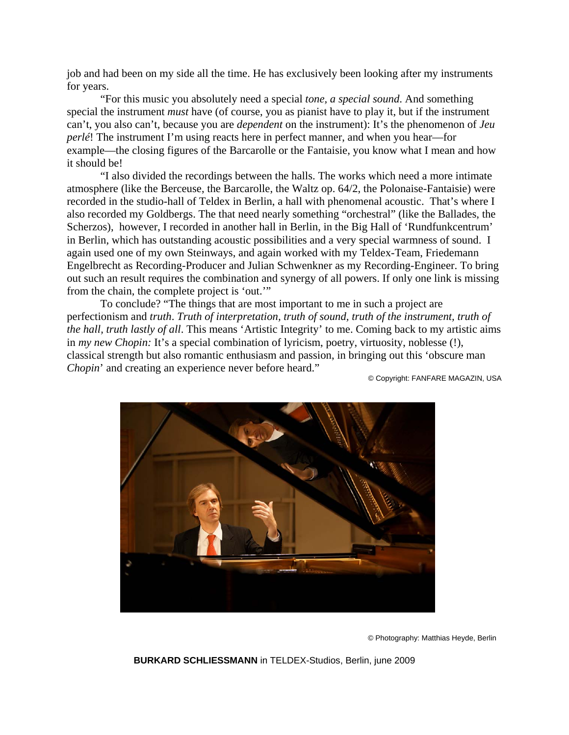job and had been on my side all the time. He has exclusively been looking after my instruments for years.

"For this music you absolutely need a special *tone, a special sound*. And something special the instrument *must* have (of course, you as pianist have to play it, but if the instrument can't, you also can't, because you are *dependent* on the instrument): It's the phenomenon of *Jeu perlé*! The instrument I'm using reacts here in perfect manner, and when you hear—for example—the closing figures of the Barcarolle or the Fantaisie, you know what I mean and how it should be!

"I also divided the recordings between the halls. The works which need a more intimate atmosphere (like the Berceuse, the Barcarolle, the Waltz op. 64/2, the Polonaise-Fantaisie) were recorded in the studio-hall of Teldex in Berlin, a hall with phenomenal acoustic. That's where I also recorded my Goldbergs. The that need nearly something "orchestral" (like the Ballades, the Scherzos), however, I recorded in another hall in Berlin, in the Big Hall of 'Rundfunkcentrum' in Berlin, which has outstanding acoustic possibilities and a very special warmness of sound. I again used one of my own Steinways, and again worked with my Teldex-Team, Friedemann Engelbrecht as Recording-Producer and Julian Schwenkner as my Recording-Engineer. To bring out such an result requires the combination and synergy of all powers. If only one link is missing from the chain, the complete project is 'out.'"

To conclude? "The things that are most important to me in such a project are perfectionism and *truth*. *Truth of interpretation, truth of sound, truth of the instrument, truth of the hall, truth lastly of all*. This means 'Artistic Integrity' to me. Coming back to my artistic aims in *my new Chopin:* It's a special combination of lyricism, poetry, virtuosity, noblesse (!), classical strength but also romantic enthusiasm and passion, in bringing out this 'obscure man *Chopin*' and creating an experience never before heard."

© Copyright: FANFARE MAGAZIN, USA

© Photography: Matthias Heyde, Berlin

**BURKARD SCHLIESSMANN** in TELDEX-Studios, Berlin, june 2009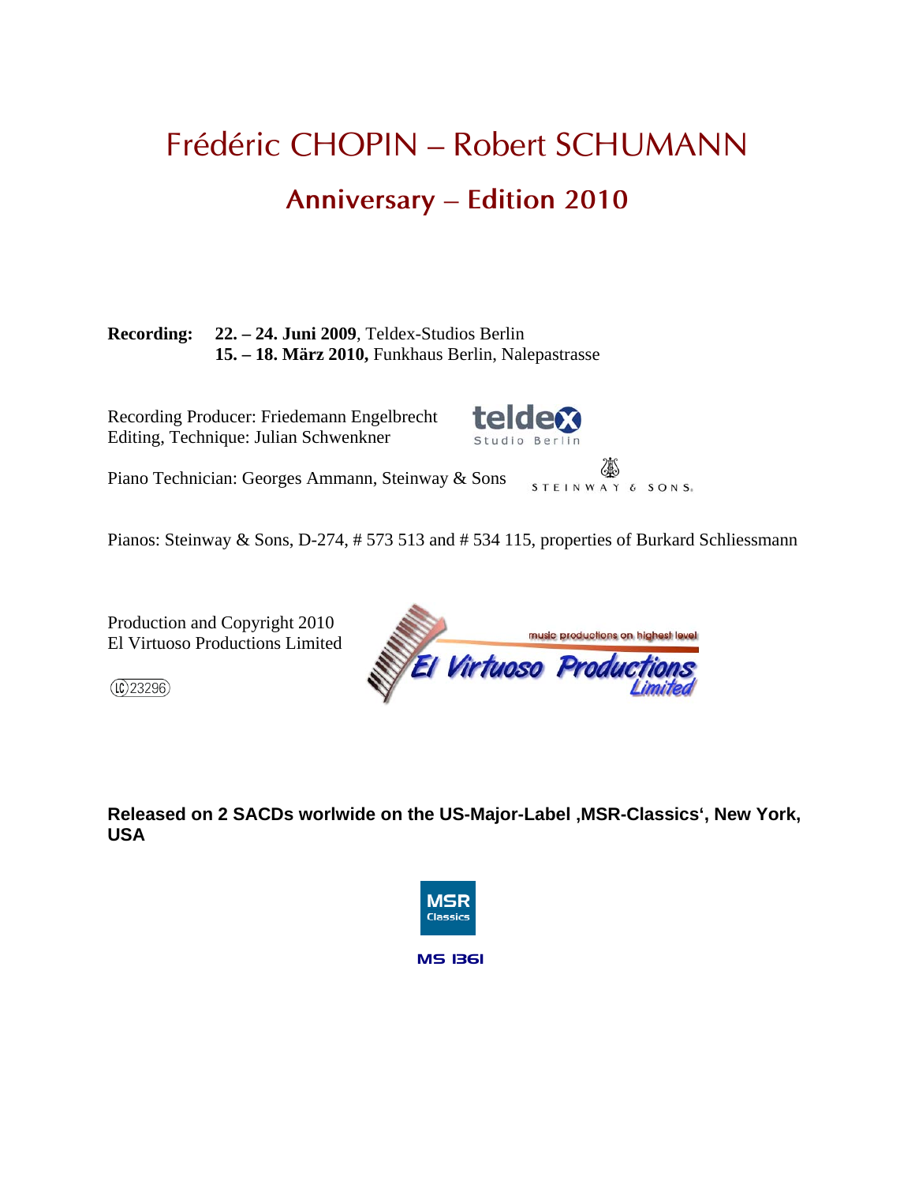# Frédéric CHOPIN – Robert SCHUMANN

## Anniversary – Edition 2010

**Recording:** **22. – 24. Juni 2009**, Teldex-Studios Berlin
**15. – 18. März 2010,** Funkhaus Berlin, Nalepastrasse

Recording Producer: Friedemann Engelbrecht
Editing, Technique: Julian Schwenkner

teldex Studio Berlin

Piano Technician: Georges Ammann, Steinway & Sons

STEINWAY & SONS

Pianos: Steinway & Sons, D-274, # 573 513 and # 534 115, properties of Burkard Schliessmann

Production and Copyright 2010
El Virtuoso Productions Limited

LC 23296

music productions on highest level
El Virtuoso Productions Limited

**Released on 2 SACDs worlwide on the US-Major-Label ‚MSR-Classics', New York, USA**

MSR Classics

MS 1361